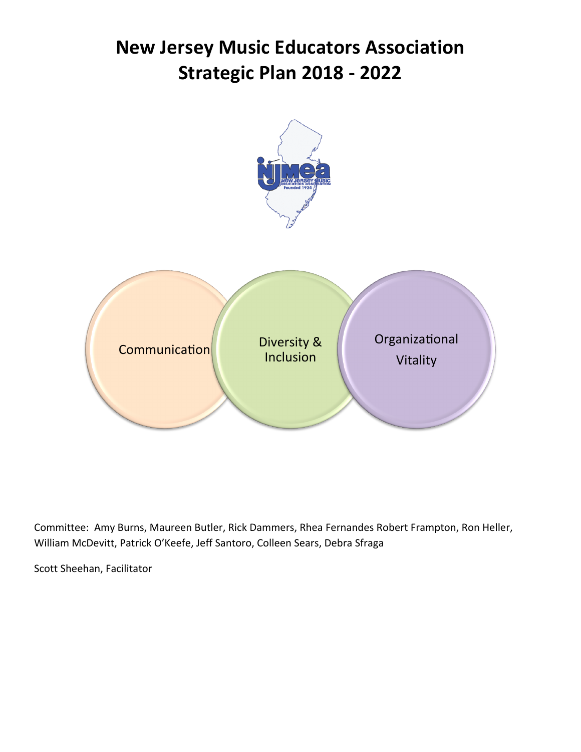# New Jersey Music Educators Association
# Strategic Plan 2018 - 2022

Communication

Diversity & Inclusion

Organizational Vitality

Committee: Amy Burns, Maureen Butler, Rick Dammers, Rhea Fernandes Robert Frampton, Ron Heller, William McDevitt, Patrick O'Keefe, Jeff Santoro, Colleen Sears, Debra Sfraga

Scott Sheehan, Facilitator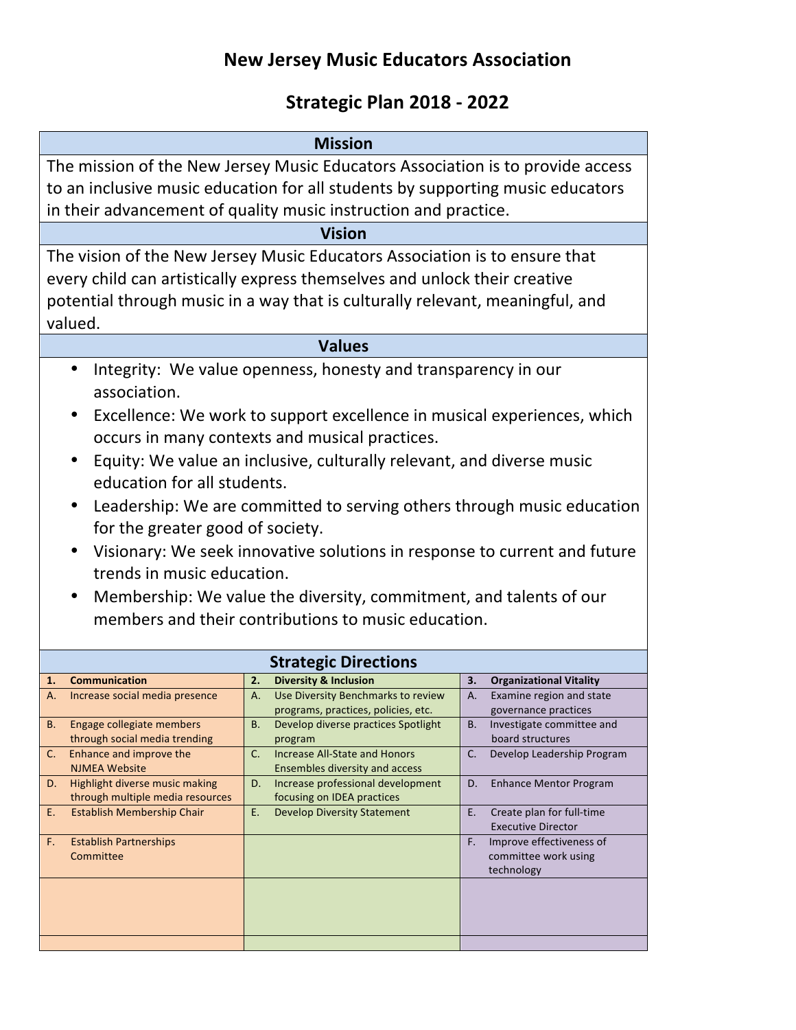# New Jersey Music Educators Association

## Strategic Plan 2018 - 2022

### Mission

The mission of the New Jersey Music Educators Association is to provide access to an inclusive music education for all students by supporting music educators in their advancement of quality music instruction and practice.

### Vision

The vision of the New Jersey Music Educators Association is to ensure that every child can artistically express themselves and unlock their creative potential through music in a way that is culturally relevant, meaningful, and valued.

### Values

- Integrity: We value openness, honesty and transparency in our association.
- Excellence: We work to support excellence in musical experiences, which occurs in many contexts and musical practices.
- Equity: We value an inclusive, culturally relevant, and diverse music education for all students.
- Leadership: We are committed to serving others through music education for the greater good of society.
- Visionary: We seek innovative solutions in response to current and future trends in music education.
- Membership: We value the diversity, commitment, and talents of our members and their contributions to music education.

### Strategic Directions

| 1. **Communication** | 2. **Diversity & Inclusion** | 3. **Organizational Vitality** |
|---|---|---|
| A. Increase social media presence | A. Use Diversity Benchmarks to review programs, practices, policies, etc. | A. Examine region and state governance practices |
| B. Engage collegiate members through social media trending | B. Develop diverse practices Spotlight program | B. Investigate committee and board structures |
| C. Enhance and improve the NJMEA Website | C. Increase All-State and Honors Ensembles diversity and access | C. Develop Leadership Program |
| D. Highlight diverse music making through multiple media resources | D. Increase professional development focusing on IDEA practices | D. Enhance Mentor Program |
| E. Establish Membership Chair | E. Develop Diversity Statement | E. Create plan for full-time Executive Director |
| F. Establish Partnerships Committee | | F. Improve effectiveness of committee work using technology |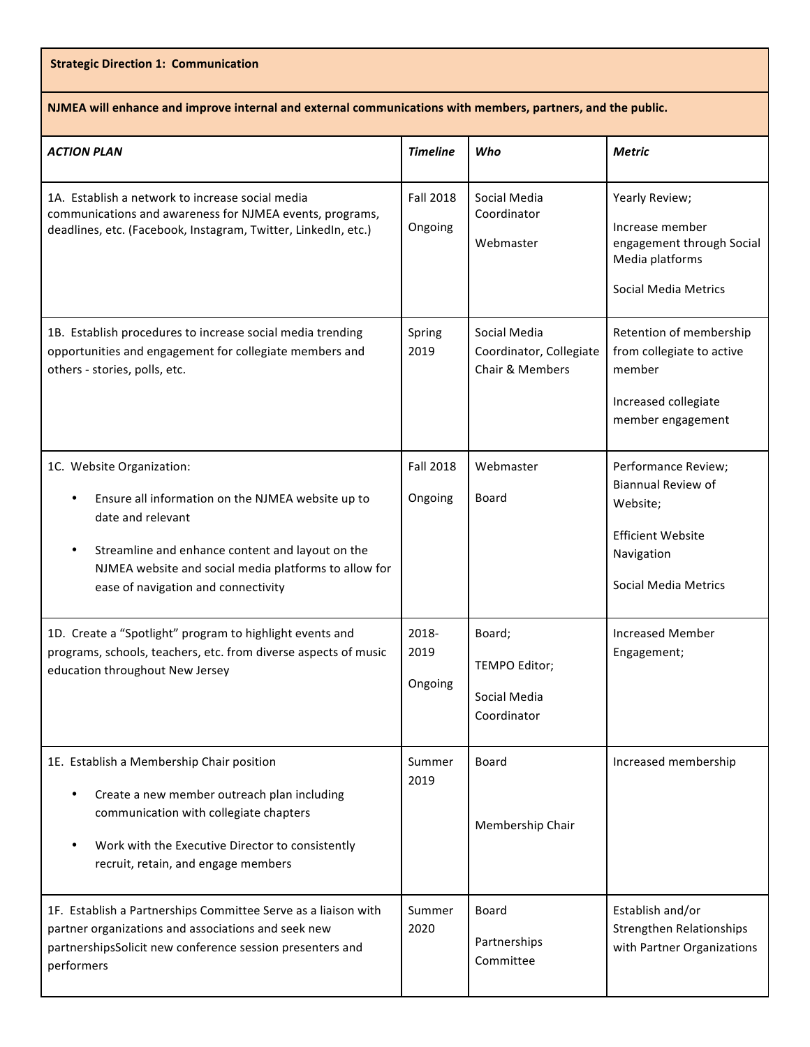| **Strategic Direction 1: Communication** | | | |
|---|---|---|---|
| **NJMEA will enhance and improve internal and external communications with members, partners, and the public.** | | | |
| ***ACTION PLAN*** | ***Timeline*** | ***Who*** | ***Metric*** |
| 1A. Establish a network to increase social media communications and awareness for NJMEA events, programs, deadlines, etc. (Facebook, Instagram, Twitter, LinkedIn, etc.) | Fall 2018<br><br>Ongoing | Social Media Coordinator<br><br>Webmaster | Yearly Review;<br><br>Increase member engagement through Social Media platforms<br><br>Social Media Metrics |
| 1B. Establish procedures to increase social media trending opportunities and engagement for collegiate members and others - stories, polls, etc. | Spring 2019 | Social Media Coordinator, Collegiate Chair & Members | Retention of membership from collegiate to active member<br><br>Increased collegiate member engagement |
| 1C. Website Organization:<br><br>• Ensure all information on the NJMEA website up to date and relevant<br><br>• Streamline and enhance content and layout on the NJMEA website and social media platforms to allow for ease of navigation and connectivity | Fall 2018<br><br>Ongoing | Webmaster<br><br>Board | Performance Review; Biannual Review of Website;<br><br>Efficient Website Navigation<br><br>Social Media Metrics |
| 1D. Create a "Spotlight" program to highlight events and programs, schools, teachers, etc. from diverse aspects of music education throughout New Jersey | 2018-2019<br><br>Ongoing | Board;<br><br>TEMPO Editor;<br><br>Social Media Coordinator | Increased Member Engagement; |
| 1E. Establish a Membership Chair position<br><br>• Create a new member outreach plan including communication with collegiate chapters<br><br>• Work with the Executive Director to consistently recruit, retain, and engage members | Summer 2019 | Board<br><br>Membership Chair | Increased membership |
| 1F. Establish a Partnerships Committee Serve as a liaison with partner organizations and associations and seek new partnershipsSolicit new conference session presenters and performers | Summer 2020 | Board<br><br>Partnerships Committee | Establish and/or Strengthen Relationships with Partner Organizations |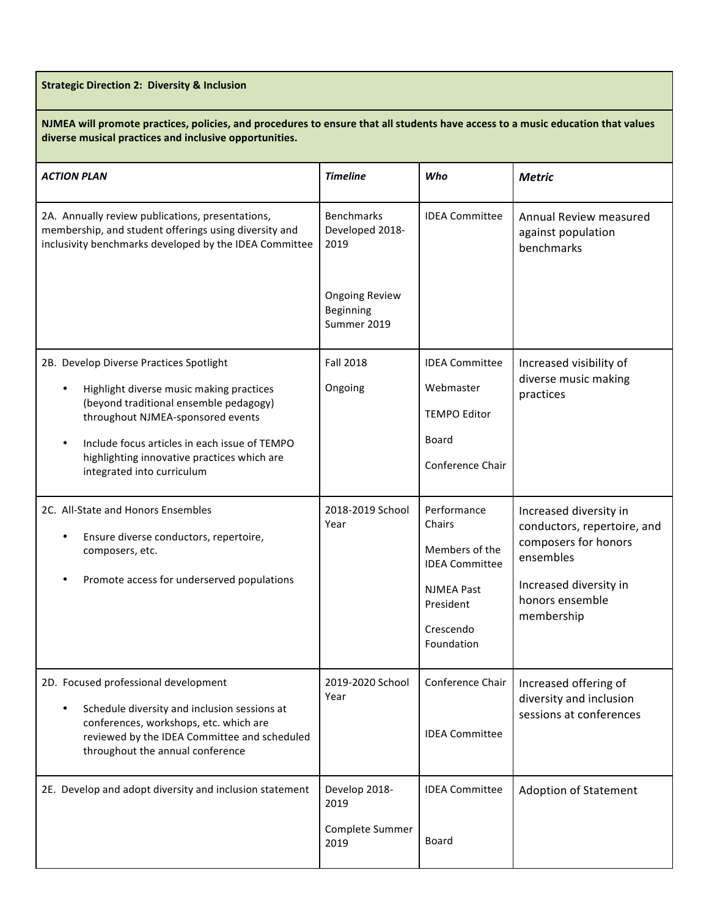| **Strategic Direction 2: Diversity & Inclusion** | | | |
|---|---|---|---|
| **NJMEA will promote practices, policies, and procedures to ensure that all students have access to a music education that values diverse musical practices and inclusive opportunities.** | | | |
| ***ACTION PLAN*** | ***Timeline*** | ***Who*** | ***Metric*** |
| 2A. Annually review publications, presentations, membership, and student offerings using diversity and inclusivity benchmarks developed by the IDEA Committee | Benchmarks Developed 2018-2019<br><br>Ongoing Review Beginning Summer 2019 | IDEA Committee | Annual Review measured against population benchmarks |
| 2B. Develop Diverse Practices Spotlight<br>• Highlight diverse music making practices (beyond traditional ensemble pedagogy) throughout NJMEA-sponsored events<br>• Include focus articles in each issue of TEMPO highlighting innovative practices which are integrated into curriculum | Fall 2018<br><br>Ongoing | IDEA Committee<br>Webmaster<br>TEMPO Editor<br>Board<br>Conference Chair | Increased visibility of diverse music making practices |
| 2C. All-State and Honors Ensembles<br>• Ensure diverse conductors, repertoire, composers, etc.<br>• Promote access for underserved populations | 2018-2019 School Year | Performance Chairs<br>Members of the IDEA Committee<br>NJMEA Past President<br>Crescendo Foundation | Increased diversity in conductors, repertoire, and composers for honors ensembles<br><br>Increased diversity in honors ensemble membership |
| 2D. Focused professional development<br>• Schedule diversity and inclusion sessions at conferences, workshops, etc. which are reviewed by the IDEA Committee and scheduled throughout the annual conference | 2019-2020 School Year | Conference Chair<br><br>IDEA Committee | Increased offering of diversity and inclusion sessions at conferences |
| 2E. Develop and adopt diversity and inclusion statement | Develop 2018-2019<br><br>Complete Summer 2019 | IDEA Committee<br><br>Board | Adoption of Statement |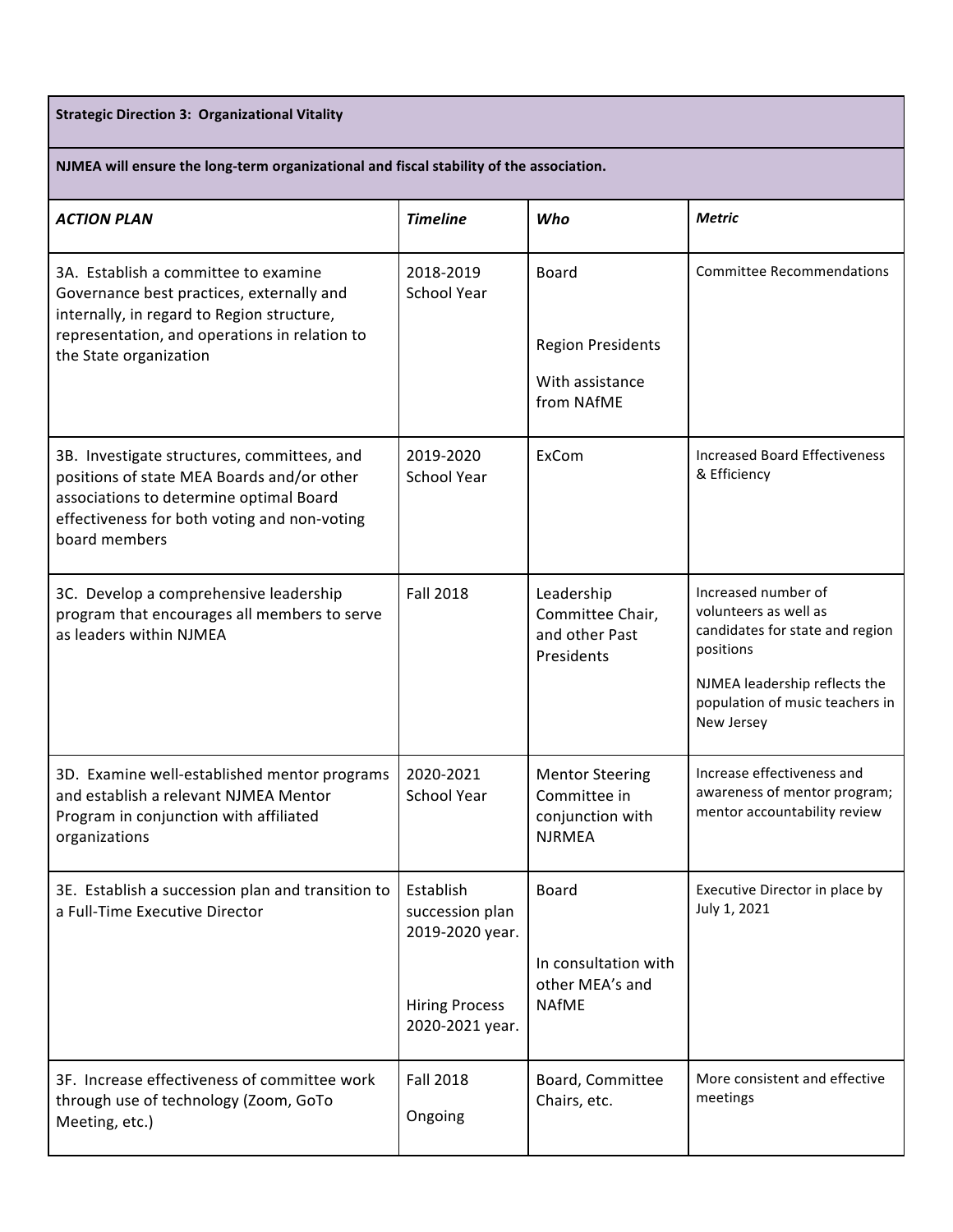**Strategic Direction 3: Organizational Vitality**

**NJMEA will ensure the long-term organizational and fiscal stability of the association.**

| ***ACTION PLAN*** | ***Timeline*** | ***Who*** | ***Metric*** |
|---|---|---|---|
| 3A. Establish a committee to examine Governance best practices, externally and internally, in regard to Region structure, representation, and operations in relation to the State organization | 2018-2019 School Year | Board<br><br>Region Presidents<br><br>With assistance from NAfME | Committee Recommendations |
| 3B. Investigate structures, committees, and positions of state MEA Boards and/or other associations to determine optimal Board effectiveness for both voting and non-voting board members | 2019-2020 School Year | ExCom | Increased Board Effectiveness & Efficiency |
| 3C. Develop a comprehensive leadership program that encourages all members to serve as leaders within NJMEA | Fall 2018 | Leadership Committee Chair, and other Past Presidents | Increased number of volunteers as well as candidates for state and region positions<br><br>NJMEA leadership reflects the population of music teachers in New Jersey |
| 3D. Examine well-established mentor programs and establish a relevant NJMEA Mentor Program in conjunction with affiliated organizations | 2020-2021 School Year | Mentor Steering Committee in conjunction with NJRMEA | Increase effectiveness and awareness of mentor program; mentor accountability review |
| 3E. Establish a succession plan and transition to a Full-Time Executive Director | Establish succession plan 2019-2020 year.<br><br>Hiring Process 2020-2021 year. | Board<br><br>In consultation with other MEA's and NAfME | Executive Director in place by July 1, 2021 |
| 3F. Increase effectiveness of committee work through use of technology (Zoom, GoTo Meeting, etc.) | Fall 2018<br><br>Ongoing | Board, Committee Chairs, etc. | More consistent and effective meetings |